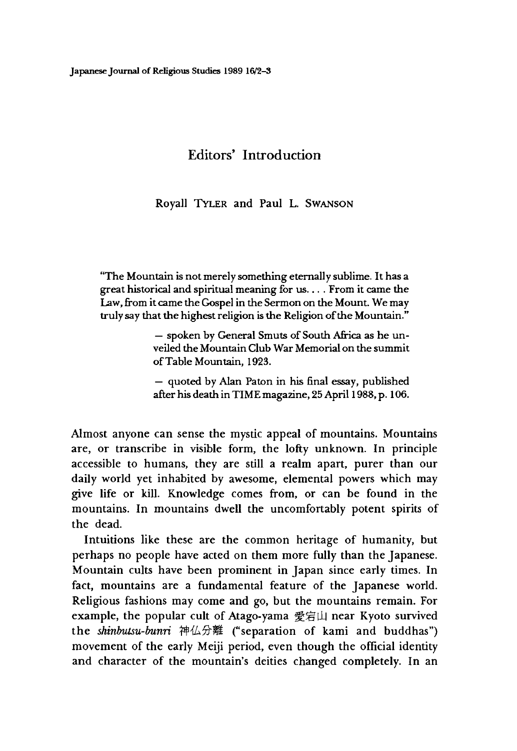# Editors' Introduction

Royall TYLER and Paul L. SWANSON

> "The Mountain is not merely something eternally sublime. It has a great historical and spiritual meaning for us. . . . From it came the Law, from it came the Gospel in the Sermon on the Mount. We may truly say that the highest religion is the Religion of the Mountain."
>
> — spoken by General Smuts of South Africa as he unveiled the Mountain Club War Memorial on the summit of Table Mountain, 1923.
>
> — quoted by Alan Paton in his final essay, published after his death in TIME magazine, 25 April 1988, p. 106.

Almost anyone can sense the mystic appeal of mountains. Mountains are, or transcribe in visible form, the lofty unknown. In principle accessible to humans, they are still a realm apart, purer than our daily world yet inhabited by awesome, elemental powers which may give life or kill. Knowledge comes from, or can be found in the mountains. In mountains dwell the uncomfortably potent spirits of the dead.

Intuitions like these are the common heritage of humanity, but perhaps no people have acted on them more fully than the Japanese. Mountain cults have been prominent in Japan since early times. In fact, mountains are a fundamental feature of the Japanese world. Religious fashions may come and go, but the mountains remain. For example, the popular cult of Atago-yama 愛宕山 near Kyoto survived the *shinbutsu-bunri* 神仏分離 ("separation of kami and buddhas") movement of the early Meiji period, even though the official identity and character of the mountain's deities changed completely. In an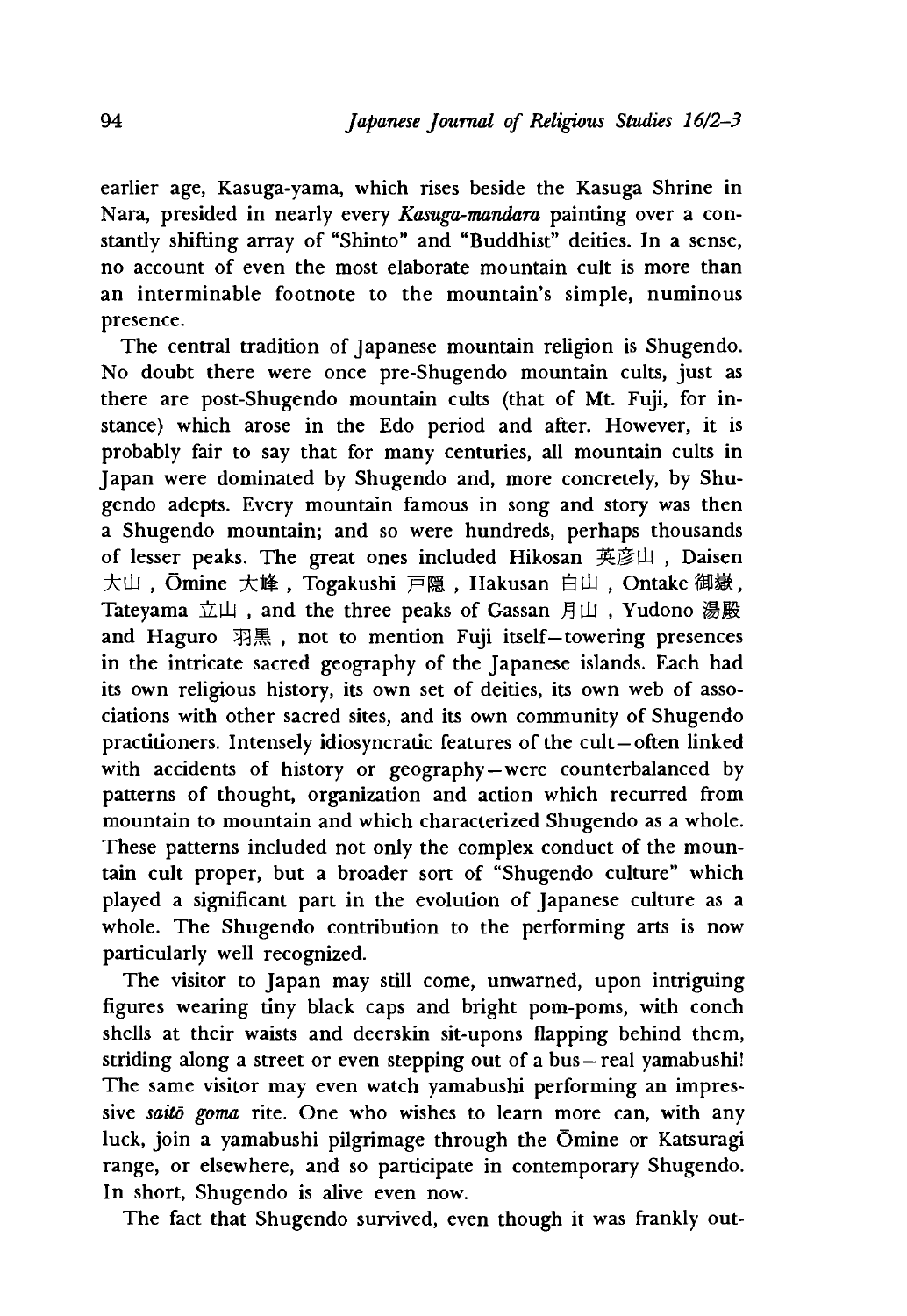earlier age, Kasuga-yama, which rises beside the Kasuga Shrine in Nara, presided in nearly every *Kasuga-mandara* painting over a constantly shifting array of "Shinto" and "Buddhist" deities. In a sense, no account of even the most elaborate mountain cult is more than an interminable footnote to the mountain's simple, numinous presence.

The central tradition of Japanese mountain religion is Shugendo. No doubt there were once pre-Shugendo mountain cults, just as there are post-Shugendo mountain cults (that of Mt. Fuji, for instance) which arose in the Edo period and after. However, it is probably fair to say that for many centuries, all mountain cults in Japan were dominated by Shugendo and, more concretely, by Shugendo adepts. Every mountain famous in song and story was then a Shugendo mountain; and so were hundreds, perhaps thousands of lesser peaks. The great ones included Hikosan 英彦山, Daisen 大山, Ōmine 大峰, Togakushi 戸隠, Hakusan 白山, Ontake 御嶽, Tateyama 立山, and the three peaks of Gassan 月山, Yudono 湯殿 and Haguro 羽黒, not to mention Fuji itself—towering presences in the intricate sacred geography of the Japanese islands. Each had its own religious history, its own set of deities, its own web of associations with other sacred sites, and its own community of Shugendo practitioners. Intensely idiosyncratic features of the cult—often linked with accidents of history or geography—were counterbalanced by patterns of thought, organization and action which recurred from mountain to mountain and which characterized Shugendo as a whole. These patterns included not only the complex conduct of the mountain cult proper, but a broader sort of "Shugendo culture" which played a significant part in the evolution of Japanese culture as a whole. The Shugendo contribution to the performing arts is now particularly well recognized.

The visitor to Japan may still come, unwarned, upon intriguing figures wearing tiny black caps and bright pom-poms, with conch shells at their waists and deerskin sit-upons flapping behind them, striding along a street or even stepping out of a bus—real yamabushi! The same visitor may even watch yamabushi performing an impressive *saitō goma* rite. One who wishes to learn more can, with any luck, join a yamabushi pilgrimage through the Ōmine or Katsuragi range, or elsewhere, and so participate in contemporary Shugendo. In short, Shugendo is alive even now.

The fact that Shugendo survived, even though it was frankly out-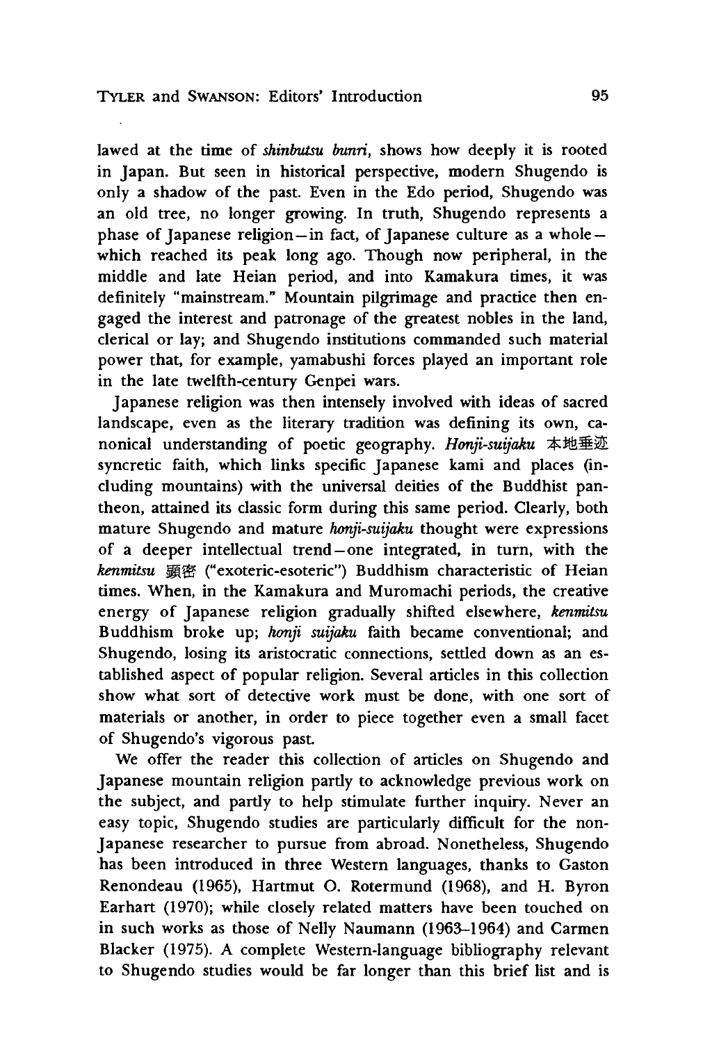lawed at the time of *shinbutsu bunri*, shows how deeply it is rooted in Japan. But seen in historical perspective, modern Shugendo is only a shadow of the past. Even in the Edo period, Shugendo was an old tree, no longer growing. In truth, Shugendo represents a phase of Japanese religion—in fact, of Japanese culture as a whole—which reached its peak long ago. Though now peripheral, in the middle and late Heian period, and into Kamakura times, it was definitely "mainstream." Mountain pilgrimage and practice then engaged the interest and patronage of the greatest nobles in the land, clerical or lay; and Shugendo institutions commanded such material power that, for example, yamabushi forces played an important role in the late twelfth-century Genpei wars.

Japanese religion was then intensely involved with ideas of sacred landscape, even as the literary tradition was defining its own, canonical understanding of poetic geography. *Honji-suijaku* 本地垂迹 syncretic faith, which links specific Japanese kami and places (including mountains) with the universal deities of the Buddhist pantheon, attained its classic form during this same period. Clearly, both mature Shugendo and mature *honji-suijaku* thought were expressions of a deeper intellectual trend—one integrated, in turn, with the *kenmitsu* 顕密 ("exoteric-esoteric") Buddhism characteristic of Heian times. When, in the Kamakura and Muromachi periods, the creative energy of Japanese religion gradually shifted elsewhere, *kenmitsu* Buddhism broke up; *honji suijaku* faith became conventional; and Shugendo, losing its aristocratic connections, settled down as an established aspect of popular religion. Several articles in this collection show what sort of detective work must be done, with one sort of materials or another, in order to piece together even a small facet of Shugendo's vigorous past.

We offer the reader this collection of articles on Shugendo and Japanese mountain religion partly to acknowledge previous work on the subject, and partly to help stimulate further inquiry. Never an easy topic, Shugendo studies are particularly difficult for the non-Japanese researcher to pursue from abroad. Nonetheless, Shugendo has been introduced in three Western languages, thanks to Gaston Renondeau (1965), Hartmut O. Rotermund (1968), and H. Byron Earhart (1970); while closely related matters have been touched on in such works as those of Nelly Naumann (1963–1964) and Carmen Blacker (1975). A complete Western-language bibliography relevant to Shugendo studies would be far longer than this brief list and is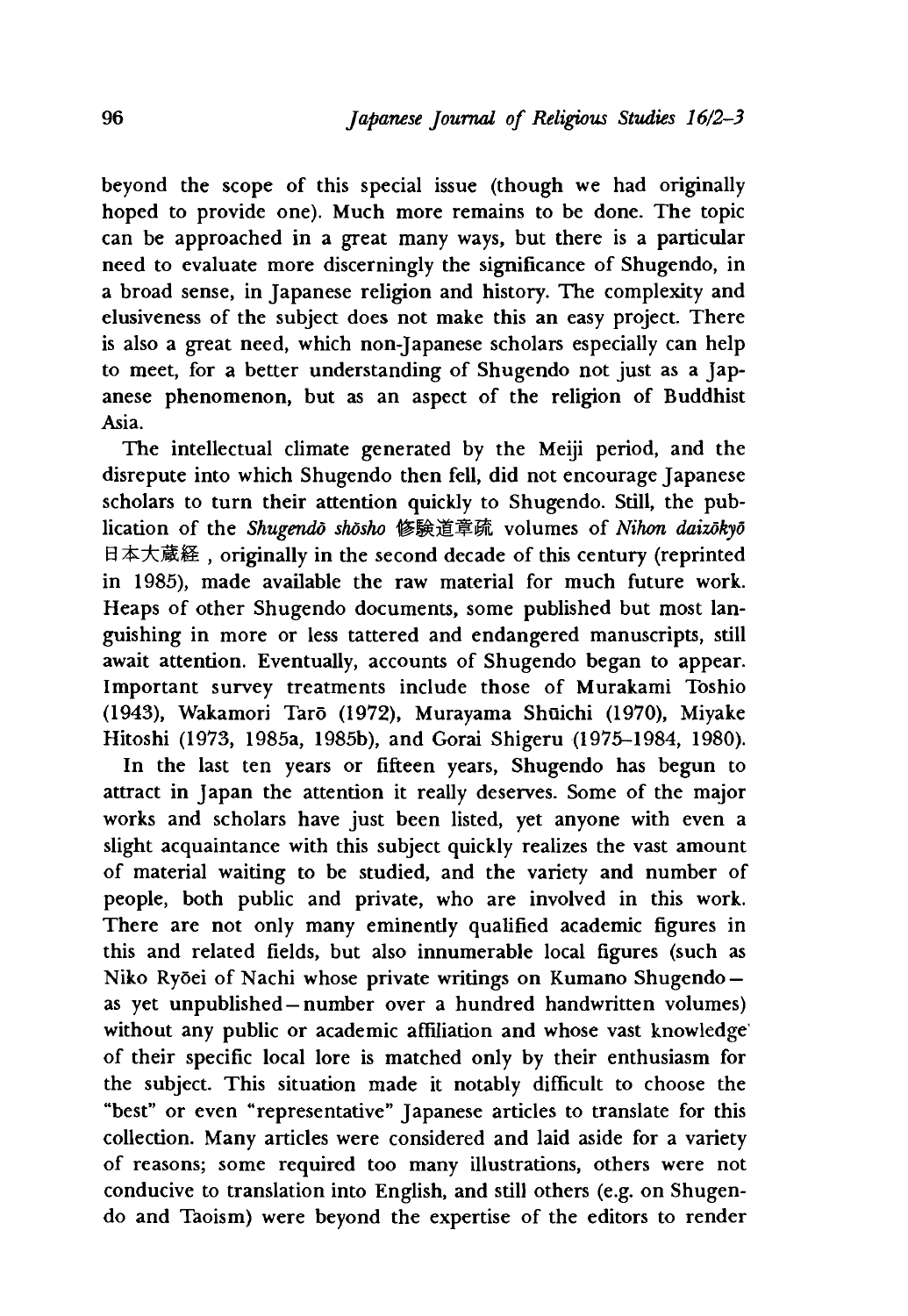beyond the scope of this special issue (though we had originally hoped to provide one). Much more remains to be done. The topic can be approached in a great many ways, but there is a particular need to evaluate more discerningly the significance of Shugendo, in a broad sense, in Japanese religion and history. The complexity and elusiveness of the subject does not make this an easy project. There is also a great need, which non-Japanese scholars especially can help to meet, for a better understanding of Shugendo not just as a Japanese phenomenon, but as an aspect of the religion of Buddhist Asia.

The intellectual climate generated by the Meiji period, and the disrepute into which Shugendo then fell, did not encourage Japanese scholars to turn their attention quickly to Shugendo. Still, the publication of the *Shugendō shōsho* 修験道章疏 volumes of *Nihon daizōkyō* 日本大蔵経, originally in the second decade of this century (reprinted in 1985), made available the raw material for much future work. Heaps of other Shugendo documents, some published but most languishing in more or less tattered and endangered manuscripts, still await attention. Eventually, accounts of Shugendo began to appear. Important survey treatments include those of Murakami Toshio (1943), Wakamori Tarō (1972), Murayama Shūichi (1970), Miyake Hitoshi (1973, 1985a, 1985b), and Gorai Shigeru (1975–1984, 1980).

In the last ten years or fifteen years, Shugendo has begun to attract in Japan the attention it really deserves. Some of the major works and scholars have just been listed, yet anyone with even a slight acquaintance with this subject quickly realizes the vast amount of material waiting to be studied, and the variety and number of people, both public and private, who are involved in this work. There are not only many eminently qualified academic figures in this and related fields, but also innumerable local figures (such as Niko Ryōei of Nachi whose private writings on Kumano Shugendo—as yet unpublished—number over a hundred handwritten volumes) without any public or academic affiliation and whose vast knowledge of their specific local lore is matched only by their enthusiasm for the subject. This situation made it notably difficult to choose the "best" or even "representative" Japanese articles to translate for this collection. Many articles were considered and laid aside for a variety of reasons; some required too many illustrations, others were not conducive to translation into English, and still others (e.g. on Shugendo and Taoism) were beyond the expertise of the editors to render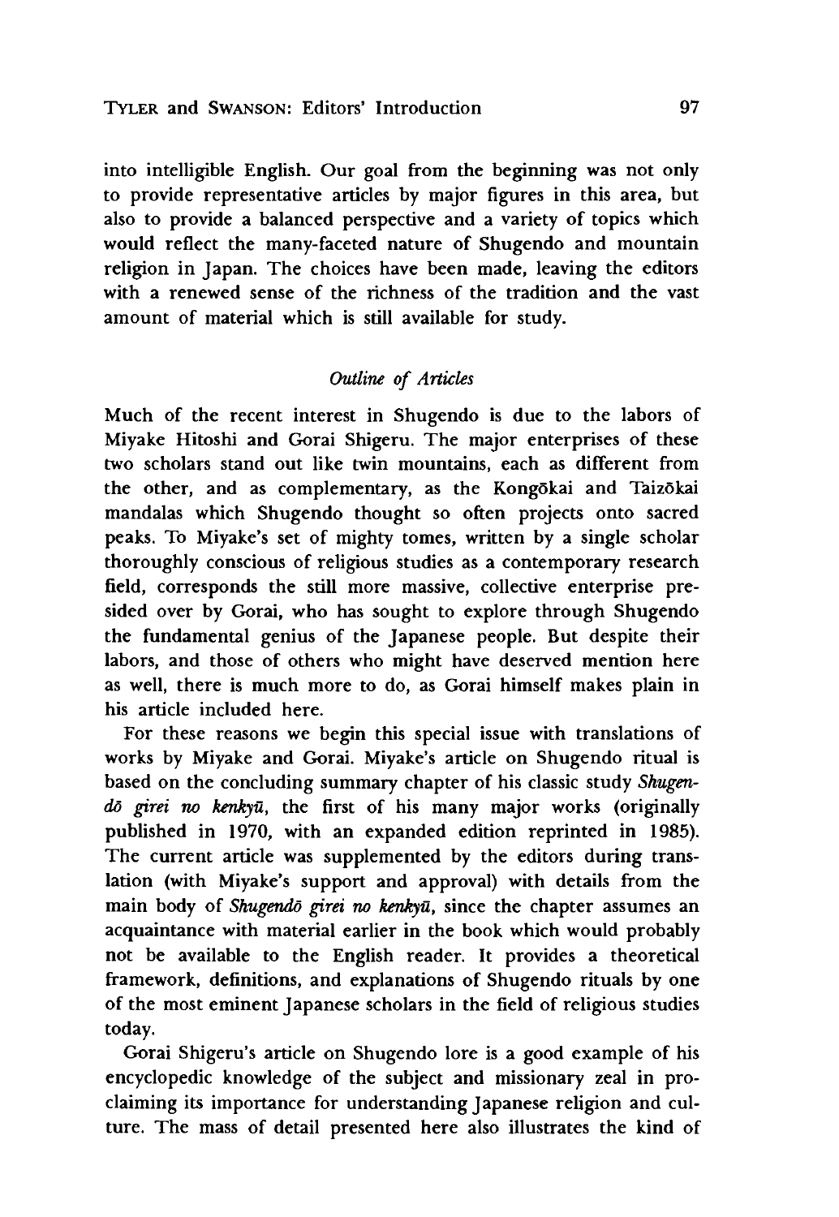into intelligible English. Our goal from the beginning was not only to provide representative articles by major figures in this area, but also to provide a balanced perspective and a variety of topics which would reflect the many-faceted nature of Shugendo and mountain religion in Japan. The choices have been made, leaving the editors with a renewed sense of the richness of the tradition and the vast amount of material which is still available for study.

## *Outline of Articles*

Much of the recent interest in Shugendo is due to the labors of Miyake Hitoshi and Gorai Shigeru. The major enterprises of these two scholars stand out like twin mountains, each as different from the other, and as complementary, as the Kongōkai and Taizōkai mandalas which Shugendo thought so often projects onto sacred peaks. To Miyake's set of mighty tomes, written by a single scholar thoroughly conscious of religious studies as a contemporary research field, corresponds the still more massive, collective enterprise presided over by Gorai, who has sought to explore through Shugendo the fundamental genius of the Japanese people. But despite their labors, and those of others who might have deserved mention here as well, there is much more to do, as Gorai himself makes plain in his article included here.

For these reasons we begin this special issue with translations of works by Miyake and Gorai. Miyake's article on Shugendo ritual is based on the concluding summary chapter of his classic study *Shugendō girei no kenkyū*, the first of his many major works (originally published in 1970, with an expanded edition reprinted in 1985). The current article was supplemented by the editors during translation (with Miyake's support and approval) with details from the main body of *Shugendō girei no kenkyū*, since the chapter assumes an acquaintance with material earlier in the book which would probably not be available to the English reader. It provides a theoretical framework, definitions, and explanations of Shugendo rituals by one of the most eminent Japanese scholars in the field of religious studies today.

Gorai Shigeru's article on Shugendo lore is a good example of his encyclopedic knowledge of the subject and missionary zeal in proclaiming its importance for understanding Japanese religion and culture. The mass of detail presented here also illustrates the kind of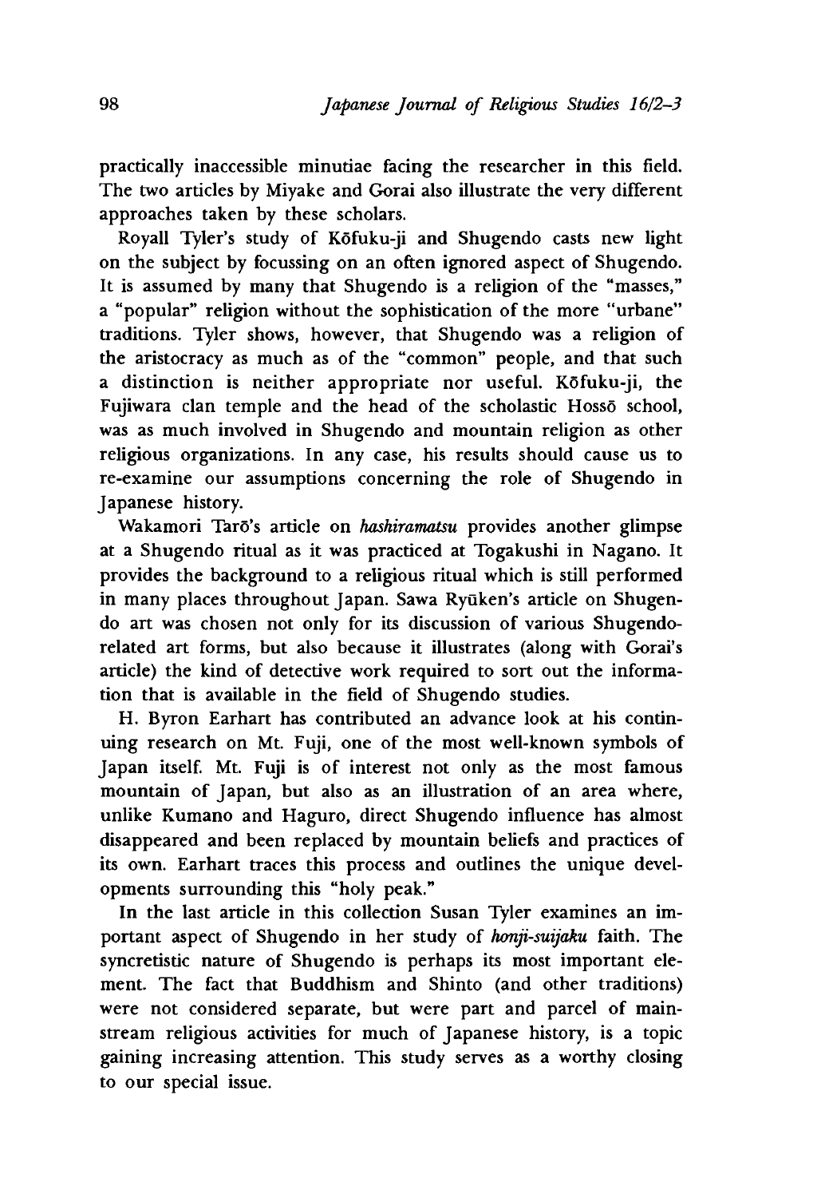practically inaccessible minutiae facing the researcher in this field. The two articles by Miyake and Gorai also illustrate the very different approaches taken by these scholars.

Royall Tyler's study of Kōfuku-ji and Shugendo casts new light on the subject by focussing on an often ignored aspect of Shugendo. It is assumed by many that Shugendo is a religion of the "masses," a "popular" religion without the sophistication of the more "urbane" traditions. Tyler shows, however, that Shugendo was a religion of the aristocracy as much as of the "common" people, and that such a distinction is neither appropriate nor useful. Kōfuku-ji, the Fujiwara clan temple and the head of the scholastic Hossō school, was as much involved in Shugendo and mountain religion as other religious organizations. In any case, his results should cause us to re-examine our assumptions concerning the role of Shugendo in Japanese history.

Wakamori Tarō's article on *hashiramatsu* provides another glimpse at a Shugendo ritual as it was practiced at Togakushi in Nagano. It provides the background to a religious ritual which is still performed in many places throughout Japan. Sawa Ryūken's article on Shugendo art was chosen not only for its discussion of various Shugendo-related art forms, but also because it illustrates (along with Gorai's article) the kind of detective work required to sort out the information that is available in the field of Shugendo studies.

H. Byron Earhart has contributed an advance look at his continuing research on Mt. Fuji, one of the most well-known symbols of Japan itself. Mt. Fuji is of interest not only as the most famous mountain of Japan, but also as an illustration of an area where, unlike Kumano and Haguro, direct Shugendo influence has almost disappeared and been replaced by mountain beliefs and practices of its own. Earhart traces this process and outlines the unique developments surrounding this "holy peak."

In the last article in this collection Susan Tyler examines an important aspect of Shugendo in her study of *honji-suijaku* faith. The syncretistic nature of Shugendo is perhaps its most important element. The fact that Buddhism and Shinto (and other traditions) were not considered separate, but were part and parcel of mainstream religious activities for much of Japanese history, is a topic gaining increasing attention. This study serves as a worthy closing to our special issue.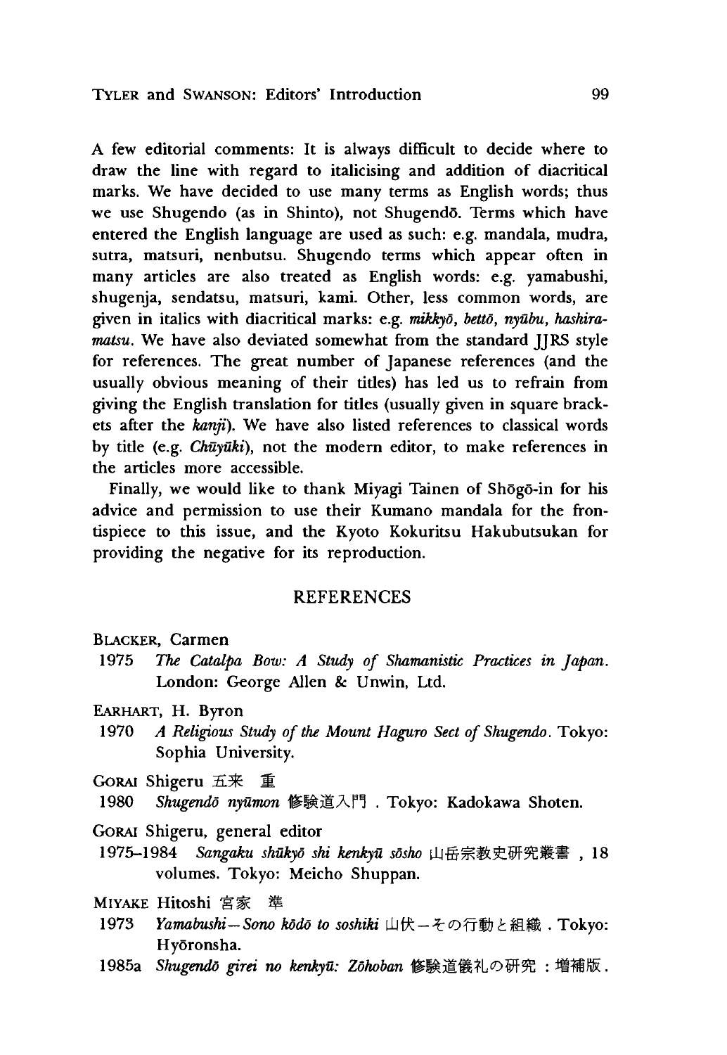A few editorial comments: It is always difficult to decide where to draw the line with regard to italicising and addition of diacritical marks. We have decided to use many terms as English words; thus we use Shugendo (as in Shinto), not Shugendō. Terms which have entered the English language are used as such: e.g. mandala, mudra, sutra, matsuri, nenbutsu. Shugendo terms which appear often in many articles are also treated as English words: e.g. yamabushi, shugenja, sendatsu, matsuri, kami. Other, less common words, are given in italics with diacritical marks: e.g. *mikkyō*, *bettō*, *nyūbu*, *hashira-matsu*. We have also deviated somewhat from the standard JJRS style for references. The great number of Japanese references (and the usually obvious meaning of their titles) has led us to refrain from giving the English translation for titles (usually given in square brackets after the *kanji*). We have also listed references to classical words by title (e.g. *Chūyūki*), not the modern editor, to make references in the articles more accessible.

Finally, we would like to thank Miyagi Tainen of Shōgō-in for his advice and permission to use their Kumano mandala for the frontispiece to this issue, and the Kyoto Kokuritsu Hakubutsukan for providing the negative for its reproduction.

## REFERENCES

BLACKER, Carmen

1975 *The Catalpa Bow: A Study of Shamanistic Practices in Japan*. London: George Allen & Unwin, Ltd.

EARHART, H. Byron

1970 *A Religious Study of the Mount Haguro Sect of Shugendo*. Tokyo: Sophia University.

GORAI Shigeru 五来 重

1980 *Shugendō nyūmon* 修験道入門. Tokyo: Kadokawa Shoten.

GORAI Shigeru, general editor

1975–1984 *Sangaku shūkyō shi kenkyū sōsho* 山岳宗教史研究叢書, 18 volumes. Tokyo: Meicho Shuppan.

MIYAKE Hitoshi 宮家 準

1973 *Yamabushi—Sono kōdō to soshiki* 山伏—その行動と組織. Tokyo: Hyōronsha.

1985a *Shugendō girei no kenkyū: Zōhoban* 修験道儀礼の研究：増補版.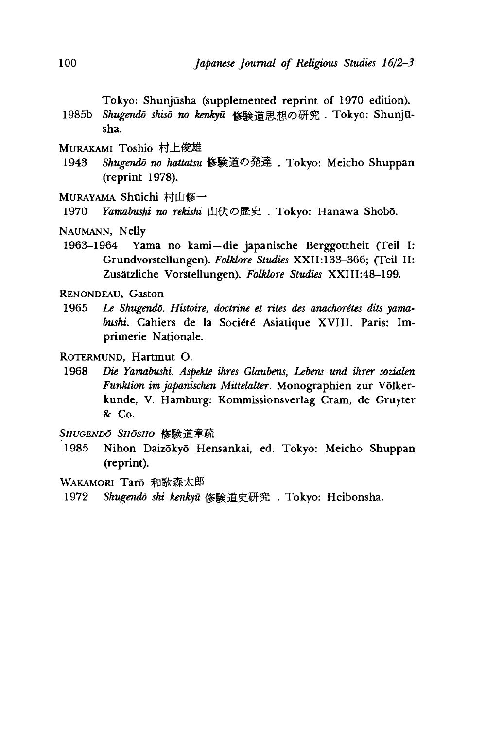Tokyo: Shunjūsha (supplemented reprint of 1970 edition).

1985b *Shugendō shisō no kenkyū* 修験道思想の研究. Tokyo: Shunjūsha.

MURAKAMI Toshio 村上俊雄

1943 *Shugendō no hattatsu* 修験道の発達. Tokyo: Meicho Shuppan (reprint 1978).

MURAYAMA Shūichi 村山修一

1970 *Yamabushi no rekishi* 山伏の歴史. Tokyo: Hanawa Shobō.

NAUMANN, Nelly

1963–1964 Yama no kami—die japanische Berggottheit (Teil I: Grundvorstellungen). *Folklore Studies* XXII:133–366; (Teil II: Zusätzliche Vorstellungen). *Folklore Studies* XXIII:48–199.

RENONDEAU, Gaston

1965 *Le Shugendō. Histoire, doctrine et rites des anachorétes dits yamabushi*. Cahiers de la Société Asiatique XVIII. Paris: Imprimerie Nationale.

ROTERMUND, Hartmut O.

1968 *Die Yamabushi. Aspekte ihres Glaubens, Lebens und ihrer sozialen Funktion im japanischen Mittelalter*. Monographien zur Völkerkunde, V. Hamburg: Kommissionsverlag Cram, de Gruyter & Co.

*SHUGENDŌ SHŌSHO* 修験道章疏

1985 Nihon Daizōkyō Hensankai, ed. Tokyo: Meicho Shuppan (reprint).

WAKAMORI Tarō 和歌森太郎

1972 *Shugendō shi kenkyū* 修験道史研究. Tokyo: Heibonsha.